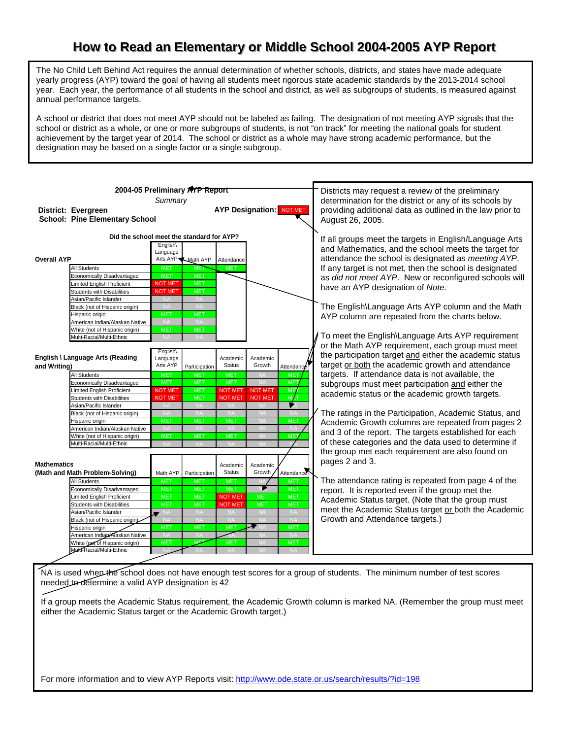# How to Read an Elementary or Middle School 2004-2005 AYP Report

The No Child Left Behind Act requires the annual determination of whether schools, districts, and states have made adequate yearly progress (AYP) toward the goal of having all students meet rigorous state academic standards by the 2013-2014 school year. Each year, the performance of all students in the school and district, as well as subgroups of students, is measured against annual performance targets.

A school or district that does not meet AYP should not be labeled as failing. The designation of not meeting AYP signals that the school or district as a whole, or one or more subgroups of students, is not "on track" for meeting the national goals for student achievement by the target year of 2014. The school or district as a whole may have strong academic performance, but the designation may be based on a single factor or a single subgroup.

**2004-05 Preliminary AYP Report**

*Summary*

**District: Evergreen**
**School: Pine Elementary School**

**AYP Designation:** NOT MET

**Did the school meet the standard for AYP?**

**Overall AYP**

| | English\ Language Arts AYP | Math AYP | Attendance |
|---|---|---|---|
| All Students | MET | MET | MET |
| Economically Disadvantaged | MET | MET | |
| Limited English Proficient | NOT MET | MET | |
| Students with Disabilities | NOT MET | MET | |
| Asian/Pacific Islander | NA | NA | |
| Black (not of Hispanic origin) | NA | NA | |
| Hispanic origin | MET | MET | |
| American Indian/Alaskan Native | NA | NA | |
| White (not of Hispanic origin) | MET | MET | |
| Multi-Racial/Multi-Ethnic | NA | NA | |

**English \ Language Arts (Reading and Writing)**

| | English\ Language Arts AYP | Participation | Academic Status | Academic Growth | Attendance |
|---|---|---|---|---|---|
| All Students | MET | MET | MET | NA | MET |
| Economically Disadvantaged | MET | MET | MET | NA | MET |
| Limited English Proficient | NOT MET | MET | NOT MET | NOT MET | MET |
| Students with Disabilities | NOT MET | MET | NOT MET | NOT MET | MET |
| Asian/Pacific Islander | NA | NA | NA | NA | NA |
| Black (not of Hispanic origin) | NA | NA | NA | NA | NA |
| Hispanic origin | MET | MET | MET | NA | MET |
| American Indian/Alaskan Native | NA | NA | NA | NA | NA |
| White (not of Hispanic origin) | MET | MET | MET | NA | MET |
| Multi-Racial/Multi-Ethnic | NA | NA | NA | NA | NA |

**Mathematics (Math and Math Problem-Solving)**

| | Math AYP | Participation | Academic Status | Academic Growth | Attendance |
|---|---|---|---|---|---|
| All Students | MET | MET | MET | NA | MET |
| Economically Disadvantaged | MET | MET | MET | NA | MET |
| Limited English Proficient | MET | MET | NOT MET | MET | MET |
| Students with Disabilities | MET | MET | NOT MET | MET | MET |
| Asian/Pacific Islander | NA | NA | NA | NA | NA |
| Black (not of Hispanic origin) | NA | NA | NA | NA | NA |
| Hispanic origin | MET | MET | MET | NA | MET |
| American Indian/Alaskan Native | NA | NA | NA | NA | NA |
| White (not of Hispanic origin) | MET | MET | MET | NA | MET |
| Multi-Racial/Multi-Ethnic | NA | NA | NA | NA | NA |

Districts may request a review of the preliminary determination for the district or any of its schools by providing additional data as outlined in the law prior to August 26, 2005.

If all groups meet the targets in English/Language Arts and Mathematics, and the school meets the target for attendance the school is designated as *meeting AYP.* If any target is not met, then the school is designated as *did not meet AYP*. New or reconfigured schools will have an AYP designation of *Note*.

The English\Language Arts AYP column and the Math AYP column are repeated from the charts below.

To meet the English\Language Arts AYP requirement or the Math AYP requirement, each group must meet the participation target <u>and</u> either the academic status target <u>or both</u> the academic growth and attendance targets. If attendance data is not available, the subgroups must meet participation <u>and</u> either the academic status or the academic growth targets.

The ratings in the Participation, Academic Status, and Academic Growth columns are repeated from pages 2 and 3 of the report. The targets established for each of these categories and the data used to determine if the group met each requirement are also found on pages 2 and 3.

The attendance rating is repeated from page 4 of the report. It is reported even if the group met the Academic Status target. (Note that the group must meet the Academic Status target <u>or</u> both the Academic Growth and Attendance targets.)

NA is used when the school does not have enough test scores for a group of students. The minimum number of test scores needed to determine a valid AYP designation is 42

If a group meets the Academic Status requirement, the Academic Growth column is marked NA. (Remember the group must meet either the Academic Status target or the Academic Growth target.)

For more information and to view AYP Reports visit: http://www.ode.state.or.us/search/results/?id=198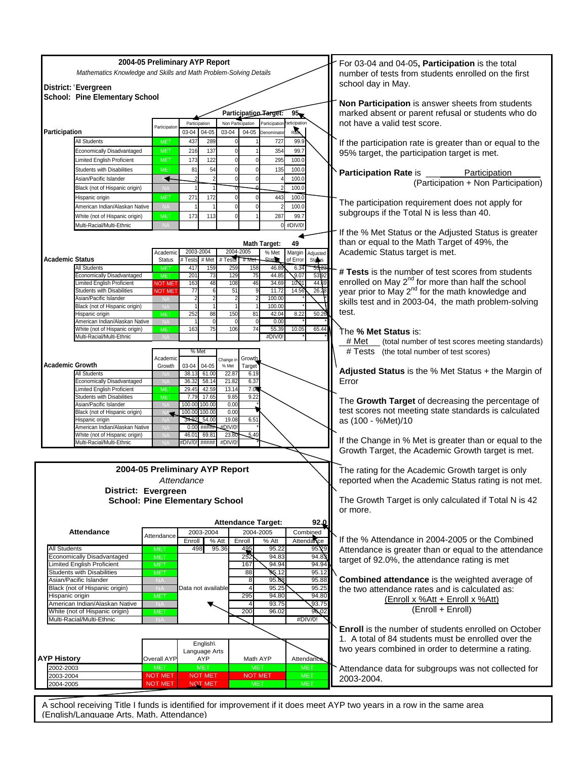## 2004-05 Preliminary AYP Report

*Mathematics Knowledge and Skills and Math Problem-Solving Details*

**District: Evergreen**
**School: Pine Elementary School**

**Participation Target: 95**

| Participation | Participation | Participation 03-04 | Participation 04-05 | Non Participation 03-04 | Non Participation 04-05 | Participation Denominator | Participation Rate |
|---|---|---|---|---|---|---|---|
| All Students | MET | 437 | 289 | 0 | 1 | 727 | 99.9 |
| Economically Disadvantaged | MET | 216 | 137 | 0 | 1 | 354 | 99.7 |
| Limited English Proficient | MET | 173 | 122 | 0 | 0 | 295 | 100.0 |
| Students with Disabilities | MET | 81 | 54 | 0 | 0 | 135 | 100.0 |
| Asian/Pacific Islander | NA | 2 | 2 | 0 | 0 | 4 | 100.0 |
| Black (not of Hispanic origin) | NA | 1 | 1 | 0 | 0 | 2 | 100.0 |
| Hispanic origin | MET | 271 | 172 | 0 | 0 | 443 | 100.0 |
| American Indian/Alaskan Native | NA | 1 | 1 | 0 | 0 | 2 | 100.0 |
| White (not of Hispanic origin) | MET | 173 | 113 | 0 | 1 | 287 | 99.7 |
| Multi-Racial/Multi-Ethnic | NA | | | | | 0 | #DIV/0! |

**Math Target: 49**

| Academic Status | Academic Status | 2003-2004 # Tests | 2003-2004 # Met | 2004-2005 # Tests | 2004-2005 # Met | % Met Status | Margin of Error | Adjusted Status |
|---|---|---|---|---|---|---|---|---|
| All Students | MET | 417 | 159 | 259 | 158 | 46.89 | 6.34 | 53.23 |
| Economically Disadvantaged | MET | 201 | 73 | 129 | 75 | 44.85 | 9.07 | 53.92 |
| Limited English Proficient | NOT MET | 163 | 48 | 108 | 46 | 34.69 | 10.01 | 44.69 |
| Students with Disabilities | NOT MET | 77 | 6 | 51 | 9 | 11.72 | 14.56 | 26.28 |
| Asian/Pacific Islander | NA | 2 | 2 | 2 | 2 | 100.00 | * | * |
| Black (not of Hispanic origin) | NA | 1 | 1 | 1 | 1 | 100.00 | * | * |
| Hispanic origin | MET | 252 | 88 | 150 | 81 | 42.04 | 8.22 | 50.26 |
| American Indian/Alaskan Native | NA | 1 | 0 | 0 | 0 | 0.00 | * | * |
| White (not of Hispanic origin) | MET | 163 | 75 | 106 | 74 | 55.39 | 10.05 | 65.44 |
| Multi-Racial/Multi-Ethnic | NA | | | | | #DIV/0! | * | * |

| Academic Growth | Academic Growth | % Met 03-04 | % Met 04-05 | Change in % Met | Growth Target |
|---|---|---|---|---|---|
| All Students | NA | 38.13 | 61.00 | 22.87 | 6.19 |
| Economically Disadvantaged | NA | 36.32 | 58.14 | 21.82 | 6.37 |
| Limited English Proficient | MET | 29.45 | 42.59 | 13.14 | 7.06 |
| Students with Disabilities | MET | 7.79 | 17.65 | 9.85 | 9.22 |
| Asian/Pacific Islander | NA | 100.00 | 100.00 | 0.00 | * |
| Black (not of Hispanic origin) | NA | 100.00 | 100.00 | 0.00 | * |
| Hispanic origin | NA | 34.92 | 54.00 | 19.08 | 6.51 |
| American Indian/Alaskan Native | NA | 0.00 | ##### | #DIV/0! | * |
| White (not of Hispanic origin) | NA | 46.01 | 69.81 | 23.80 | 5.40 |
| Multi-Racial/Multi-Ethnic | NA | #DIV/0! | ##### | #DIV/0! | * |

For 03-04 and 04-05, **Participation** is the total number of tests from students enrolled on the first school day in May.

**Non Participation** is answer sheets from students marked absent or parent refusal or students who do not have a valid test score.

If the participation rate is greater than or equal to the 95% target, the participation target is met.

**Participation Rate** is $\frac{\text{Participation}}{\text{(Participation + Non Participation)}}$

The participation requirement does not apply for subgroups if the Total N is less than 40.

If the % Met Status or the Adjusted Status is greater than or equal to the Math Target of 49%, the Academic Status target is met.

**# Tests** is the number of test scores from students enrolled on May 2nd for more than half the school year prior to May 2nd for the math knowledge and skills test and in 2003-04, the math problem-solving test.

The **% Met Status** is:
$\frac{\text{\# Met}}{\text{\# Tests}}$ (total number of test scores meeting standards) / (the total number of test scores)

**Adjusted Status** is the % Met Status + the Margin of Error

The **Growth Target** of decreasing the percentage of test scores not meeting state standards is calculated as (100 - %Met)/10

If the Change in % Met is greater than or equal to the Growth Target, the Academic Growth target is met.

The rating for the Academic Growth target is only reported when the Academic Status rating is not met.

The Growth Target is only calculated if Total N is 42 or more.

## 2004-05 Preliminary AYP Report

*Attendance*

**District: Evergreen**
**School: Pine Elementary School**

**Attendance Target: 92.0**

| Attendance | Attendance | 2003-2004 Enroll | 2003-2004 % Att | 2004-2005 Enroll | 2004-2005 % Att | Combined Attendance |
|---|---|---|---|---|---|---|
| All Students | MET | 498 | 95.36 | 495 | 95.22 | 95.29 |
| Economically Disadvantaged | MET | Data not available | | 252 | 94.83 | 94.83 |
| Limited English Proficient | MET | | | 167 | 94.94 | 94.94 |
| Students with Disabilities | MET | | | 88 | 95.12 | 95.12 |
| Asian/Pacific Islander | NA | | | 8 | 95.88 | 95.88 |
| Black (not of Hispanic origin) | NA | | | 4 | 95.25 | 95.25 |
| Hispanic origin | MET | | | 295 | 94.80 | 94.80 |
| American Indian/Alaskan Native | NA | | | 4 | 93.75 | 93.75 |
| White (not of Hispanic origin) | MET | | | 200 | 96.02 | 96.02 |
| Multi-Racial/Multi-Ethnic | NA | | | | | #DIV/0! |

If the % Attendance in 2004-2005 or the Combined Attendance is greater than or equal to the attendance target of 92.0%, the attendance rating is met

**Combined attendance** is the weighted average of the two attendance rates and is calculated as:
$\frac{\text{(Enroll x \%Att + Enroll x \%Att)}}{\text{(Enroll + Enroll)}}$

**Enroll** is the number of students enrolled on October 1. A total of 84 students must be enrolled over the two years combined in order to determine a rating.

Attendance data for subgroups was not collected for 2003-2004.

| AYP History | Overall AYP | English\Language Arts AYP | Math AYP | Attendance |
|---|---|---|---|---|
| 2002-2003 | MET | MET | MET | MET |
| 2003-2004 | NOT MET | NOT MET | NOT MET | MET |
| 2004-2005 | NOT MET | NOT MET | MET | MET |

A school receiving Title I funds is identified for improvement if it does meet AYP two years in a row in the same area (English/Language Arts, Math, Attendance)